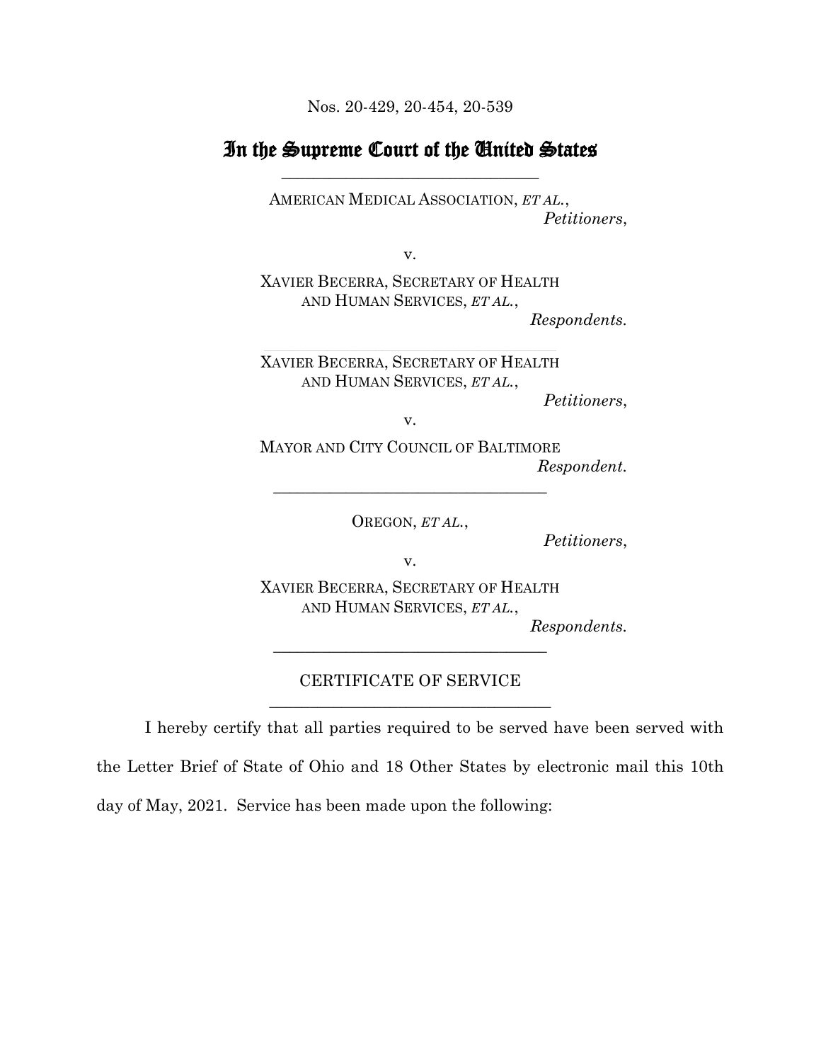Nos. 20-429, 20-454, 20-539

# In the Supreme Court of the United States

---

AMERICAN MEDICAL ASSOCIATION, *ET AL.*,
*Petitioners*,

v.

XAVIER BECERRA, SECRETARY OF HEALTH AND HUMAN SERVICES, *ET AL.*,
*Respondents.*

---

XAVIER BECERRA, SECRETARY OF HEALTH AND HUMAN SERVICES, *ET AL.*,
*Petitioners*,

v.

MAYOR AND CITY COUNCIL OF BALTIMORE
*Respondent.*

---

OREGON, *ET AL.*,
*Petitioners*,

v.

XAVIER BECERRA, SECRETARY OF HEALTH AND HUMAN SERVICES, *ET AL.*,
*Respondents.*

---

## CERTIFICATE OF SERVICE

---

I hereby certify that all parties required to be served have been served with the Letter Brief of State of Ohio and 18 Other States by electronic mail this 10th day of May, 2021. Service has been made upon the following: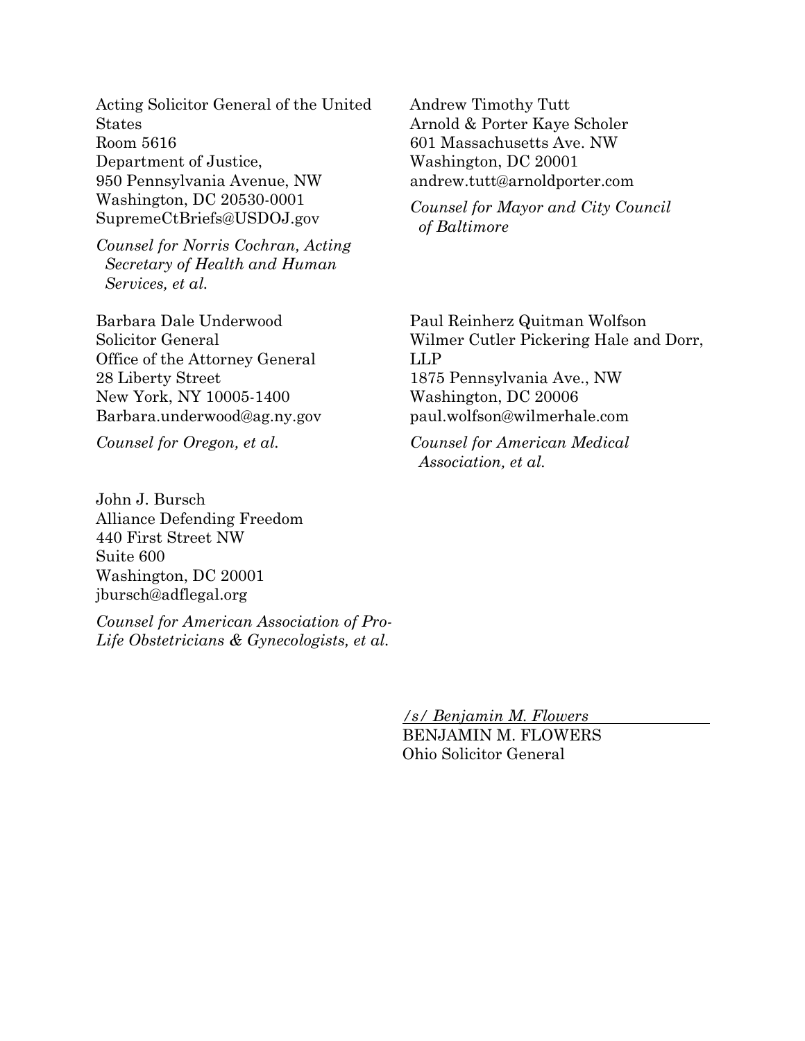Acting Solicitor General of the United States
Room 5616
Department of Justice,
950 Pennsylvania Avenue, NW
Washington, DC 20530-0001
SupremeCtBriefs@USDOJ.gov

*Counsel for Norris Cochran, Acting Secretary of Health and Human Services, et al.*

Andrew Timothy Tutt
Arnold & Porter Kaye Scholer
601 Massachusetts Ave. NW
Washington, DC 20001
andrew.tutt@arnoldporter.com

*Counsel for Mayor and City Council of Baltimore*

Barbara Dale Underwood
Solicitor General
Office of the Attorney General
28 Liberty Street
New York, NY 10005-1400
Barbara.underwood@ag.ny.gov

*Counsel for Oregon, et al.*

Paul Reinherz Quitman Wolfson
Wilmer Cutler Pickering Hale and Dorr, LLP
1875 Pennsylvania Ave., NW
Washington, DC 20006
paul.wolfson@wilmerhale.com

*Counsel for American Medical Association, et al.*

John J. Bursch
Alliance Defending Freedom
440 First Street NW
Suite 600
Washington, DC 20001
jbursch@adflegal.org

*Counsel for American Association of Pro-Life Obstetricians & Gynecologists, et al.*

*/s/ Benjamin M. Flowers*
BENJAMIN M. FLOWERS
Ohio Solicitor General